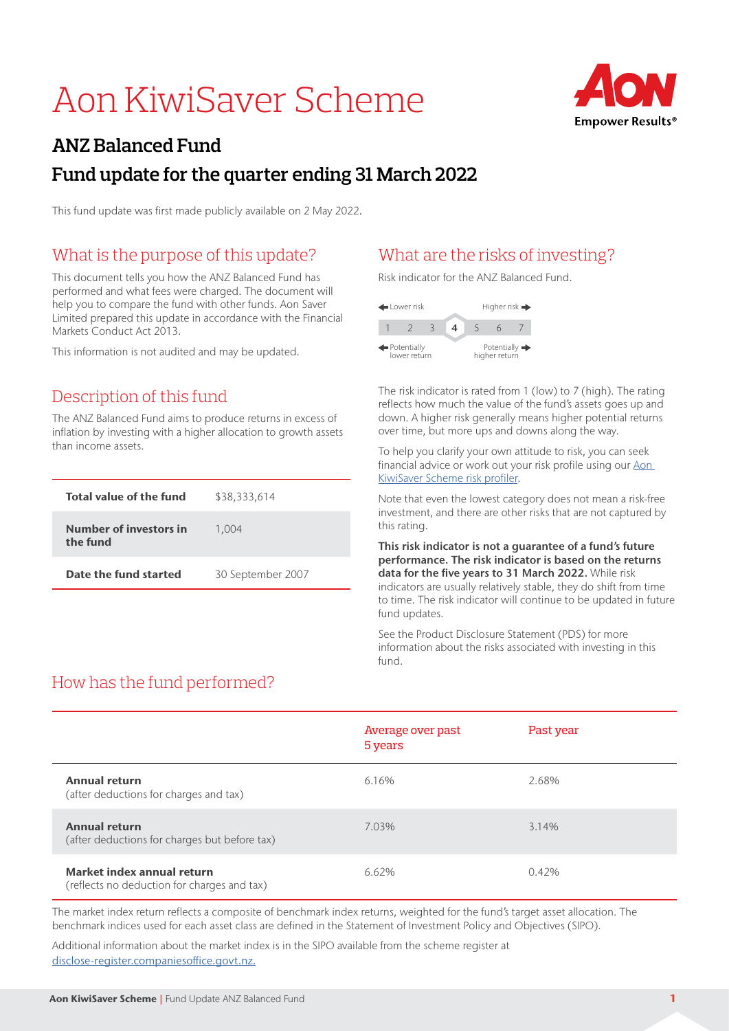# Aon KiwiSaver Scheme

## ANZ Balanced Fund

## Fund update for the quarter ending 31 March 2022

This fund update was first made publicly available on 2 May 2022.

## What is the purpose of this update?

This document tells you how the ANZ Balanced Fund has performed and what fees were charged. The document will help you to compare the fund with other funds. Aon Saver Limited prepared this update in accordance with the Financial Markets Conduct Act 2013.

This information is not audited and may be updated.

## Description of this fund

The ANZ Balanced Fund aims to produce returns in excess of inflation by investing with a higher allocation to growth assets than income assets.

| | |
|---|---|
| **Total value of the fund** | $38,333,614 |
| **Number of investors in the fund** | 1,004 |
| **Date the fund started** | 30 September 2007 |

## What are the risks of investing?

Risk indicator for the ANZ Balanced Fund.

Lower risk ← → Higher risk

| 1 | 2 | 3 | **4** | 5 | 6 | 7 |
|---|---|---|---|---|---|---|

Potentially lower return ← → Potentially higher return

The risk indicator is rated from 1 (low) to 7 (high). The rating reflects how much the value of the fund's assets goes up and down. A higher risk generally means higher potential returns over time, but more ups and downs along the way.

To help you clarify your own attitude to risk, you can seek financial advice or work out your risk profile using our Aon KiwiSaver Scheme risk profiler.

Note that even the lowest category does not mean a risk-free investment, and there are other risks that are not captured by this rating.

**This risk indicator is not a guarantee of a fund's future performance. The risk indicator is based on the returns data for the five years to 31 March 2022.** While risk indicators are usually relatively stable, they do shift from time to time. The risk indicator will continue to be updated in future fund updates.

See the Product Disclosure Statement (PDS) for more information about the risks associated with investing in this fund.

## How has the fund performed?

| | Average over past 5 years | Past year |
|---|---|---|
| **Annual return** (after deductions for charges and tax) | 6.16% | 2.68% |
| **Annual return** (after deductions for charges but before tax) | 7.03% | 3.14% |
| **Market index annual return** (reflects no deduction for charges and tax) | 6.62% | 0.42% |

The market index return reflects a composite of benchmark index returns, weighted for the fund's target asset allocation. The benchmark indices used for each asset class are defined in the Statement of Investment Policy and Objectives (SIPO).

Additional information about the market index is in the SIPO available from the scheme register at disclose-register.companiesoffice.govt.nz.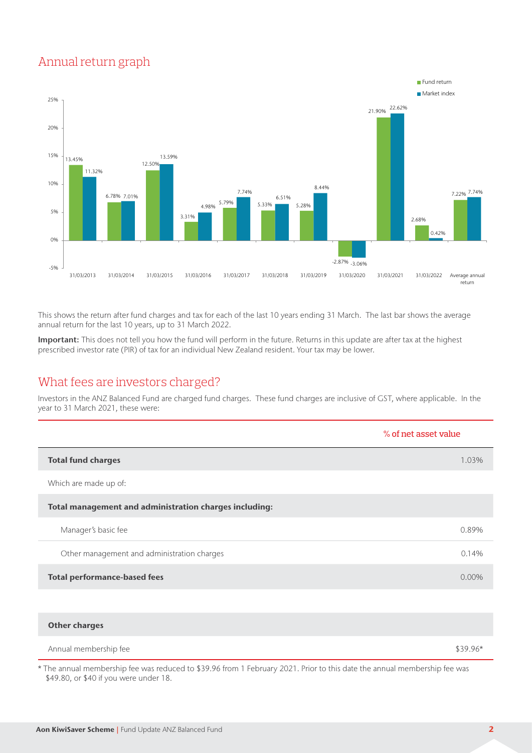## Annual return graph

| | Fund return | Market index |
|---|---|---|
| 31/03/2013 | 13.45% | 11.32% |
| 31/03/2014 | 6.78% | 7.01% |
| 31/03/2015 | 12.50% | 13.59% |
| 31/03/2016 | 3.31% | 4.98% |
| 31/03/2017 | 5.79% | 7.74% |
| 31/03/2018 | 5.33% | 6.51% |
| 31/03/2019 | 5.28% | 8.44% |
| 31/03/2020 | -2.87% | -3.06% |
| 31/03/2021 | 21.90% | 22.62% |
| 31/03/2022 | 2.68% | 0.42% |
| Average annual return | 7.22% | 7.74% |

This shows the return after fund charges and tax for each of the last 10 years ending 31 March. The last bar shows the average annual return for the last 10 years, up to 31 March 2022.

**Important:** This does not tell you how the fund will perform in the future. Returns in this update are after tax at the highest prescribed investor rate (PIR) of tax for an individual New Zealand resident. Your tax may be lower.

## What fees are investors charged?

Investors in the ANZ Balanced Fund are charged fund charges. These fund charges are inclusive of GST, where applicable. In the year to 31 March 2021, these were:

| | % of net asset value |
|---|---|
| **Total fund charges** | 1.03% |
| Which are made up of: | |
| **Total management and administration charges including:** | |
| Manager's basic fee | 0.89% |
| Other management and administration charges | 0.14% |
| **Total performance-based fees** | 0.00% |

| **Other charges** | |
|---|---|
| Annual membership fee | $39.96* |

\* The annual membership fee was reduced to $39.96 from 1 February 2021. Prior to this date the annual membership fee was $49.80, or $40 if you were under 18.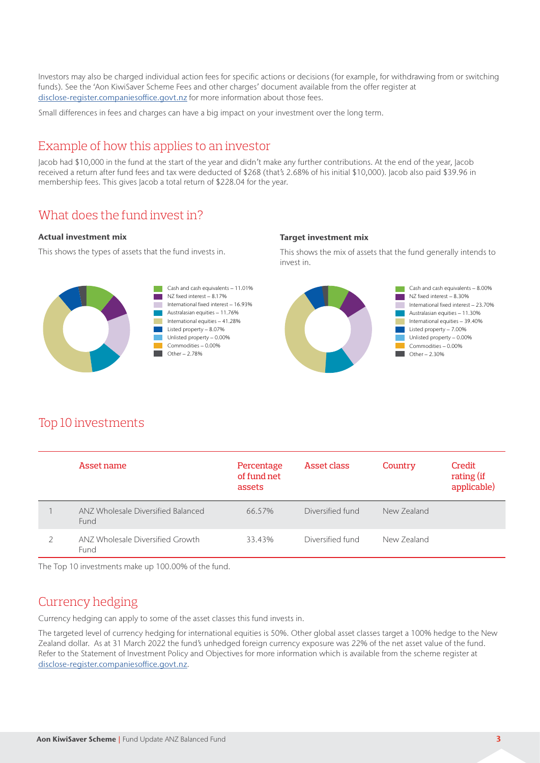Investors may also be charged individual action fees for specific actions or decisions (for example, for withdrawing from or switching funds). See the 'Aon KiwiSaver Scheme Fees and other charges' document available from the offer register at disclose-register.companiesoffice.govt.nz for more information about those fees.

Small differences in fees and charges can have a big impact on your investment over the long term.

## Example of how this applies to an investor

Jacob had $10,000 in the fund at the start of the year and didn't make any further contributions. At the end of the year, Jacob received a return after fund fees and tax were deducted of $268 (that's 2.68% of his initial $10,000). Jacob also paid $39.96 in membership fees. This gives Jacob a total return of $228.04 for the year.

## What does the fund invest in?

**Actual investment mix**

This shows the types of assets that the fund invests in.

- Cash and cash equivalents – 11.01%
- NZ fixed interest – 8.17%
- International fixed interest – 16.93%
- Australasian equities – 11.76%
- International equities – 41.28%
- Listed property – 8.07%
- Unlisted property – 0.00%
- Commodities – 0.00%
- Other – 2.78%

**Target investment mix**

This shows the mix of assets that the fund generally intends to invest in.

- Cash and cash equivalents – 8.00%
- NZ fixed interest – 8.30%
- International fixed interest – 23.70%
- Australasian equities – 11.30%
- International equities – 39.40%
- Listed property – 7.00%
- Unlisted property – 0.00%
- Commodities – 0.00%
- Other – 2.30%

## Top 10 investments

| | Asset name | Percentage of fund net assets | Asset class | Country | Credit rating (if applicable) |
|---|---|---|---|---|---|
| 1 | ANZ Wholesale Diversified Balanced Fund | 66.57% | Diversified fund | New Zealand | |
| 2 | ANZ Wholesale Diversified Growth Fund | 33.43% | Diversified fund | New Zealand | |

The Top 10 investments make up 100.00% of the fund.

## Currency hedging

Currency hedging can apply to some of the asset classes this fund invests in.

The targeted level of currency hedging for international equities is 50%. Other global asset classes target a 100% hedge to the New Zealand dollar. As at 31 March 2022 the fund's unhedged foreign currency exposure was 22% of the net asset value of the fund. Refer to the Statement of Investment Policy and Objectives for more information which is available from the scheme register at disclose-register.companiesoffice.govt.nz.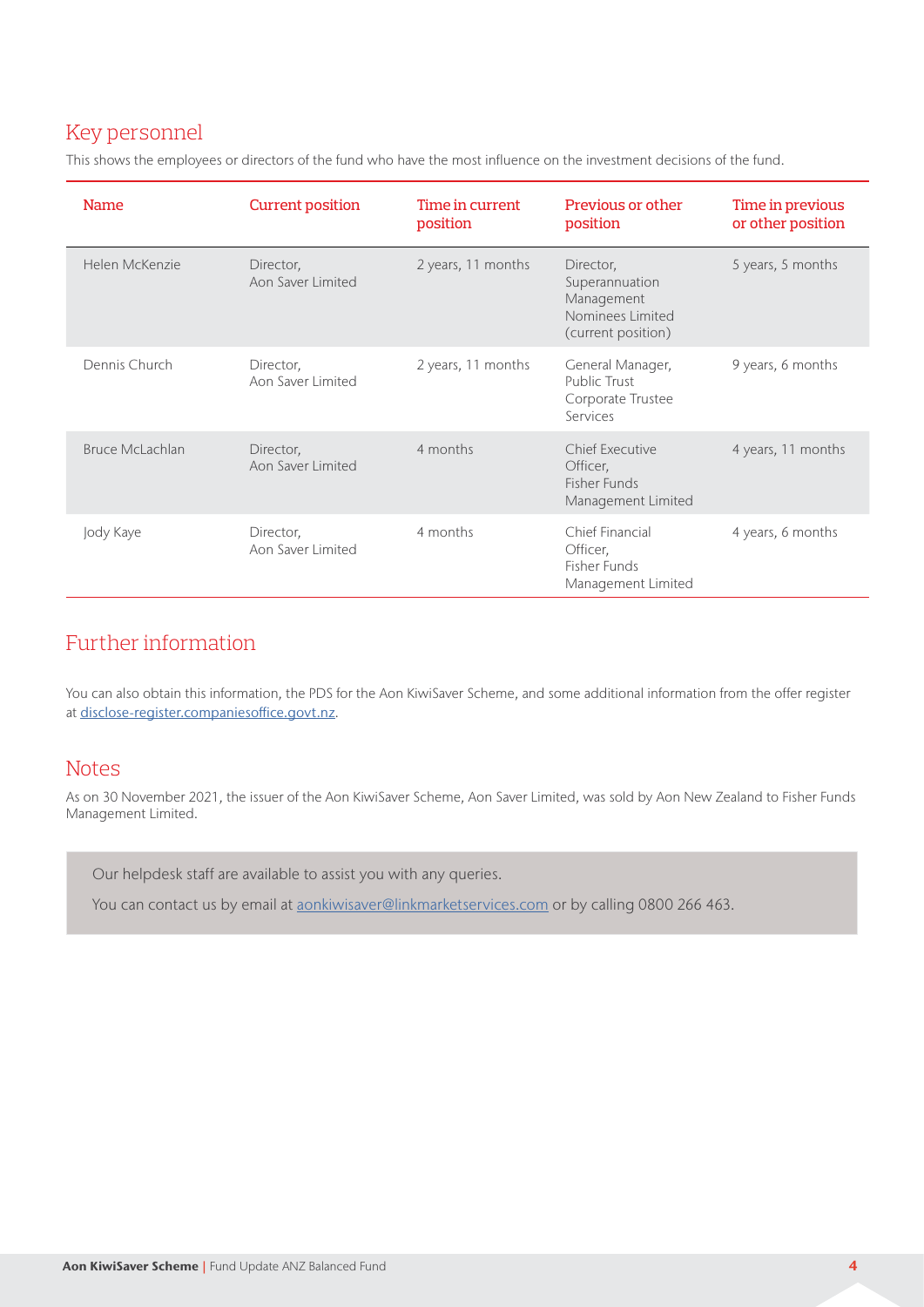## Key personnel

This shows the employees or directors of the fund who have the most influence on the investment decisions of the fund.

| Name | Current position | Time in current position | Previous or other position | Time in previous or other position |
|---|---|---|---|---|
| Helen McKenzie | Director, Aon Saver Limited | 2 years, 11 months | Director, Superannuation Management Nominees Limited (current position) | 5 years, 5 months |
| Dennis Church | Director, Aon Saver Limited | 2 years, 11 months | General Manager, Public Trust Corporate Trustee Services | 9 years, 6 months |
| Bruce McLachlan | Director, Aon Saver Limited | 4 months | Chief Executive Officer, Fisher Funds Management Limited | 4 years, 11 months |
| Jody Kaye | Director, Aon Saver Limited | 4 months | Chief Financial Officer, Fisher Funds Management Limited | 4 years, 6 months |

## Further information

You can also obtain this information, the PDS for the Aon KiwiSaver Scheme, and some additional information from the offer register at disclose-register.companiesoffice.govt.nz.

## Notes

As on 30 November 2021, the issuer of the Aon KiwiSaver Scheme, Aon Saver Limited, was sold by Aon New Zealand to Fisher Funds Management Limited.

Our helpdesk staff are available to assist you with any queries.

You can contact us by email at aonkiwisaver@linkmarketservices.com or by calling 0800 266 463.